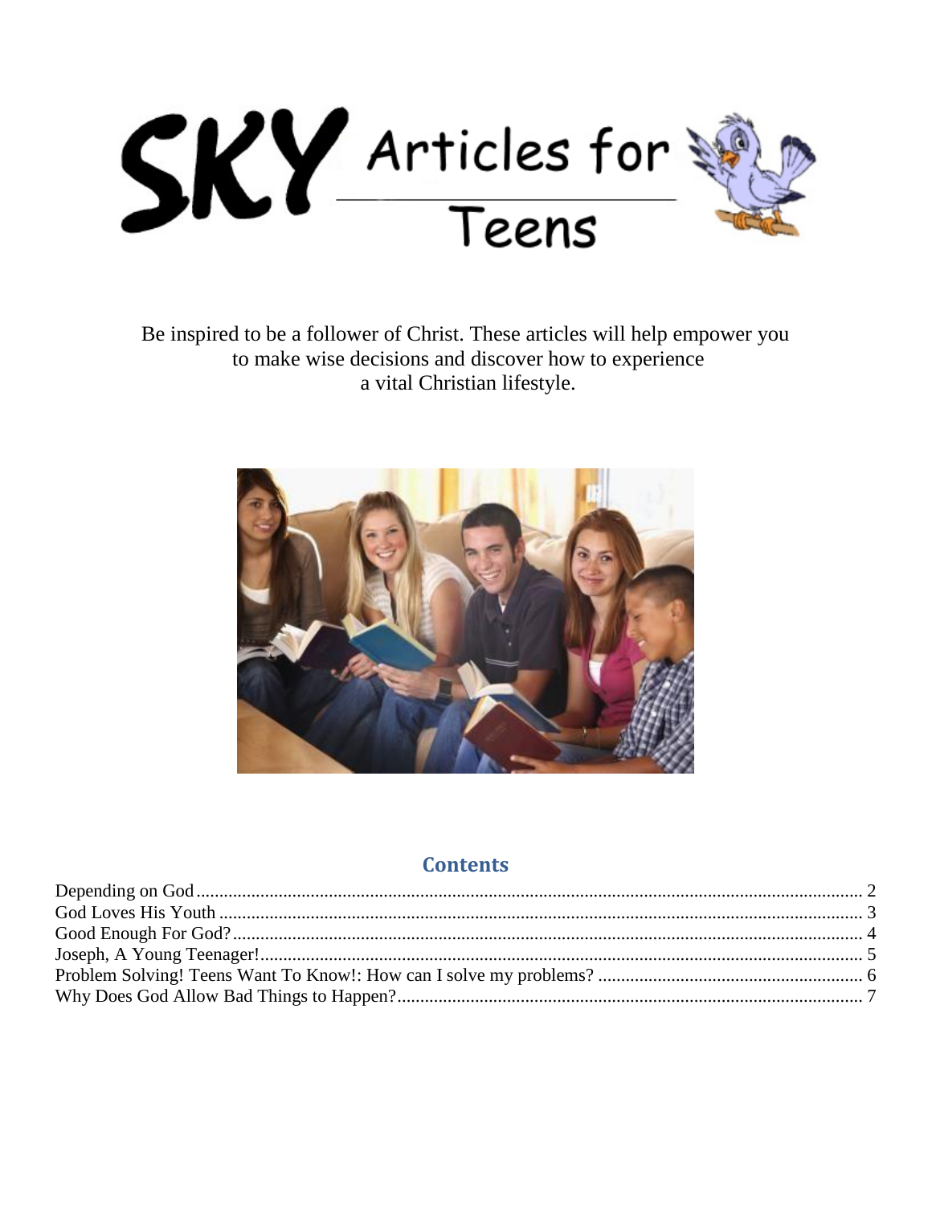# SKY Articles for Teens

Be inspired to be a follower of Christ. These articles will help empower you to make wise decisions and discover how to experience a vital Christian lifestyle.

## Contents

- Depending on God .......... 2
- God Loves His Youth .......... 3
- Good Enough For God? .......... 4
- Joseph, A Young Teenager! .......... 5
- Problem Solving! Teens Want To Know!: How can I solve my problems? .......... 6
- Why Does God Allow Bad Things to Happen? .......... 7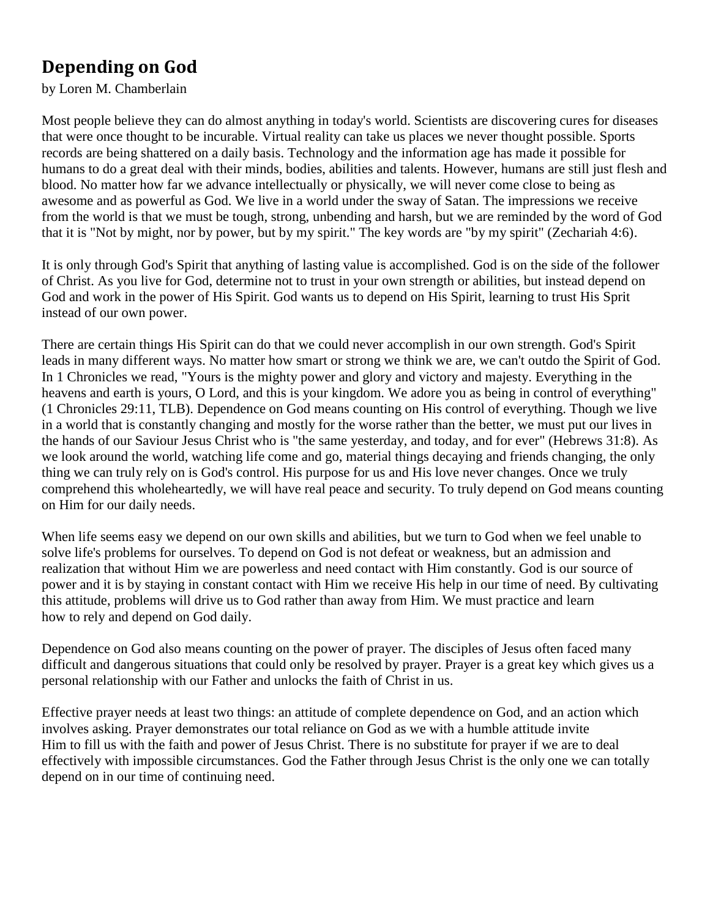## Depending on God

by Loren M. Chamberlain

Most people believe they can do almost anything in today's world. Scientists are discovering cures for diseases that were once thought to be incurable. Virtual reality can take us places we never thought possible. Sports records are being shattered on a daily basis. Technology and the information age has made it possible for humans to do a great deal with their minds, bodies, abilities and talents. However, humans are still just flesh and blood. No matter how far we advance intellectually or physically, we will never come close to being as awesome and as powerful as God. We live in a world under the sway of Satan. The impressions we receive from the world is that we must be tough, strong, unbending and harsh, but we are reminded by the word of God that it is "Not by might, nor by power, but by my spirit." The key words are "by my spirit" (Zechariah 4:6).

It is only through God's Spirit that anything of lasting value is accomplished. God is on the side of the follower of Christ. As you live for God, determine not to trust in your own strength or abilities, but instead depend on God and work in the power of His Spirit. God wants us to depend on His Spirit, learning to trust His Sprit instead of our own power.

There are certain things His Spirit can do that we could never accomplish in our own strength. God's Spirit leads in many different ways. No matter how smart or strong we think we are, we can't outdo the Spirit of God. In 1 Chronicles we read, "Yours is the mighty power and glory and victory and majesty. Everything in the heavens and earth is yours, O Lord, and this is your kingdom. We adore you as being in control of everything" (1 Chronicles 29:11, TLB). Dependence on God means counting on His control of everything. Though we live in a world that is constantly changing and mostly for the worse rather than the better, we must put our lives in the hands of our Saviour Jesus Christ who is "the same yesterday, and today, and for ever" (Hebrews 31:8). As we look around the world, watching life come and go, material things decaying and friends changing, the only thing we can truly rely on is God's control. His purpose for us and His love never changes. Once we truly comprehend this wholeheartedly, we will have real peace and security. To truly depend on God means counting on Him for our daily needs.

When life seems easy we depend on our own skills and abilities, but we turn to God when we feel unable to solve life's problems for ourselves. To depend on God is not defeat or weakness, but an admission and realization that without Him we are powerless and need contact with Him constantly. God is our source of power and it is by staying in constant contact with Him we receive His help in our time of need. By cultivating this attitude, problems will drive us to God rather than away from Him. We must practice and learn how to rely and depend on God daily.

Dependence on God also means counting on the power of prayer. The disciples of Jesus often faced many difficult and dangerous situations that could only be resolved by prayer. Prayer is a great key which gives us a personal relationship with our Father and unlocks the faith of Christ in us.

Effective prayer needs at least two things: an attitude of complete dependence on God, and an action which involves asking. Prayer demonstrates our total reliance on God as we with a humble attitude invite Him to fill us with the faith and power of Jesus Christ. There is no substitute for prayer if we are to deal effectively with impossible circumstances. God the Father through Jesus Christ is the only one we can totally depend on in our time of continuing need.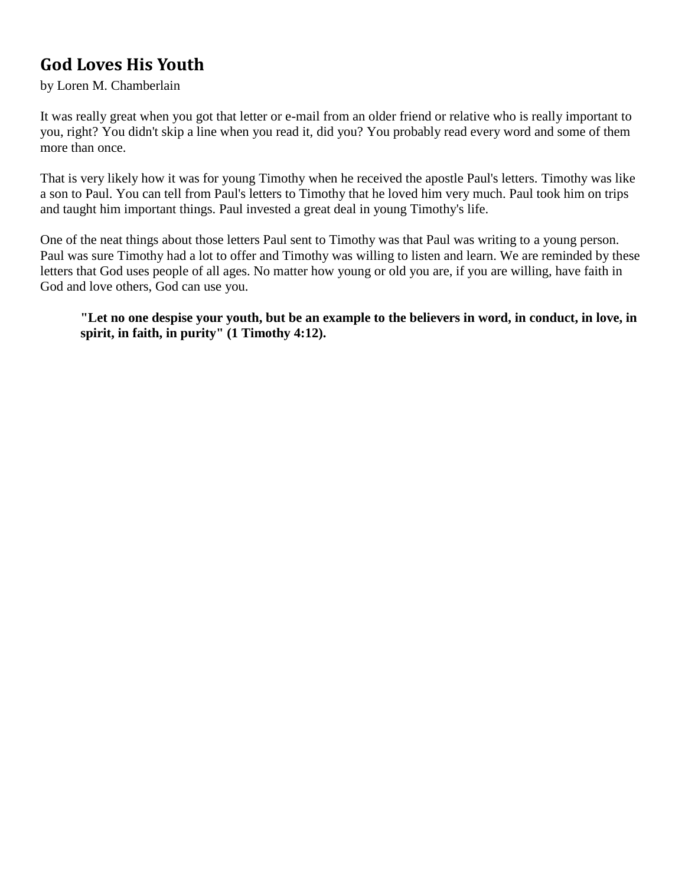## God Loves His Youth

by Loren M. Chamberlain

It was really great when you got that letter or e-mail from an older friend or relative who is really important to you, right? You didn't skip a line when you read it, did you? You probably read every word and some of them more than once.

That is very likely how it was for young Timothy when he received the apostle Paul's letters. Timothy was like a son to Paul. You can tell from Paul's letters to Timothy that he loved him very much. Paul took him on trips and taught him important things. Paul invested a great deal in young Timothy's life.

One of the neat things about those letters Paul sent to Timothy was that Paul was writing to a young person. Paul was sure Timothy had a lot to offer and Timothy was willing to listen and learn. We are reminded by these letters that God uses people of all ages. No matter how young or old you are, if you are willing, have faith in God and love others, God can use you.

> **"Let no one despise your youth, but be an example to the believers in word, in conduct, in love, in spirit, in faith, in purity" (1 Timothy 4:12).**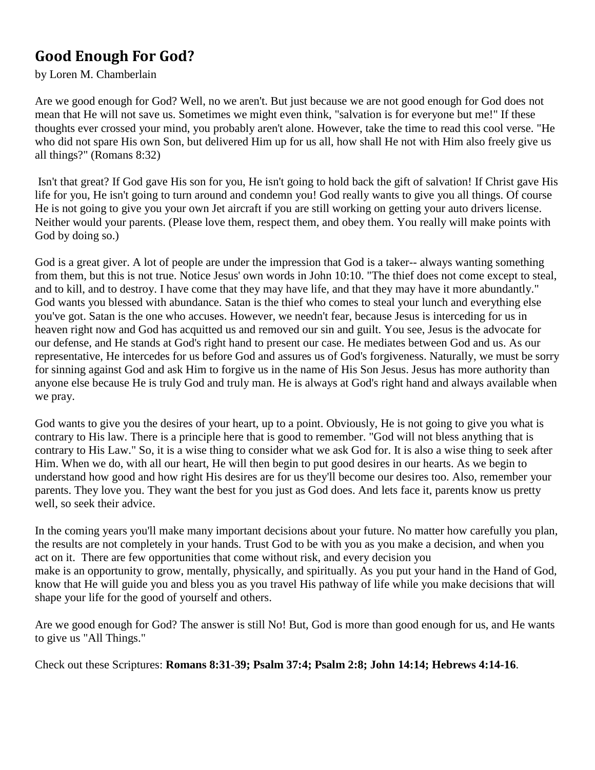# Good Enough For God?

by Loren M. Chamberlain

Are we good enough for God? Well, no we aren't. But just because we are not good enough for God does not mean that He will not save us. Sometimes we might even think, "salvation is for everyone but me!" If these thoughts ever crossed your mind, you probably aren't alone. However, take the time to read this cool verse. "He who did not spare His own Son, but delivered Him up for us all, how shall He not with Him also freely give us all things?" (Romans 8:32)

Isn't that great? If God gave His son for you, He isn't going to hold back the gift of salvation! If Christ gave His life for you, He isn't going to turn around and condemn you! God really wants to give you all things. Of course He is not going to give you your own Jet aircraft if you are still working on getting your auto drivers license. Neither would your parents. (Please love them, respect them, and obey them. You really will make points with God by doing so.)

God is a great giver. A lot of people are under the impression that God is a taker-- always wanting something from them, but this is not true. Notice Jesus' own words in John 10:10. "The thief does not come except to steal, and to kill, and to destroy. I have come that they may have life, and that they may have it more abundantly." God wants you blessed with abundance. Satan is the thief who comes to steal your lunch and everything else you've got. Satan is the one who accuses. However, we needn't fear, because Jesus is interceding for us in heaven right now and God has acquitted us and removed our sin and guilt. You see, Jesus is the advocate for our defense, and He stands at God's right hand to present our case. He mediates between God and us. As our representative, He intercedes for us before God and assures us of God's forgiveness. Naturally, we must be sorry for sinning against God and ask Him to forgive us in the name of His Son Jesus. Jesus has more authority than anyone else because He is truly God and truly man. He is always at God's right hand and always available when we pray.

God wants to give you the desires of your heart, up to a point. Obviously, He is not going to give you what is contrary to His law. There is a principle here that is good to remember. "God will not bless anything that is contrary to His Law." So, it is a wise thing to consider what we ask God for. It is also a wise thing to seek after Him. When we do, with all our heart, He will then begin to put good desires in our hearts. As we begin to understand how good and how right His desires are for us they'll become our desires too. Also, remember your parents. They love you. They want the best for you just as God does. And lets face it, parents know us pretty well, so seek their advice.

In the coming years you'll make many important decisions about your future. No matter how carefully you plan, the results are not completely in your hands. Trust God to be with you as you make a decision, and when you act on it. There are few opportunities that come without risk, and every decision you make is an opportunity to grow, mentally, physically, and spiritually. As you put your hand in the Hand of God, know that He will guide you and bless you as you travel His pathway of life while you make decisions that will shape your life for the good of yourself and others.

Are we good enough for God? The answer is still No! But, God is more than good enough for us, and He wants to give us "All Things."

Check out these Scriptures: **Romans 8:31-39; Psalm 37:4; Psalm 2:8; John 14:14; Hebrews 4:14-16**.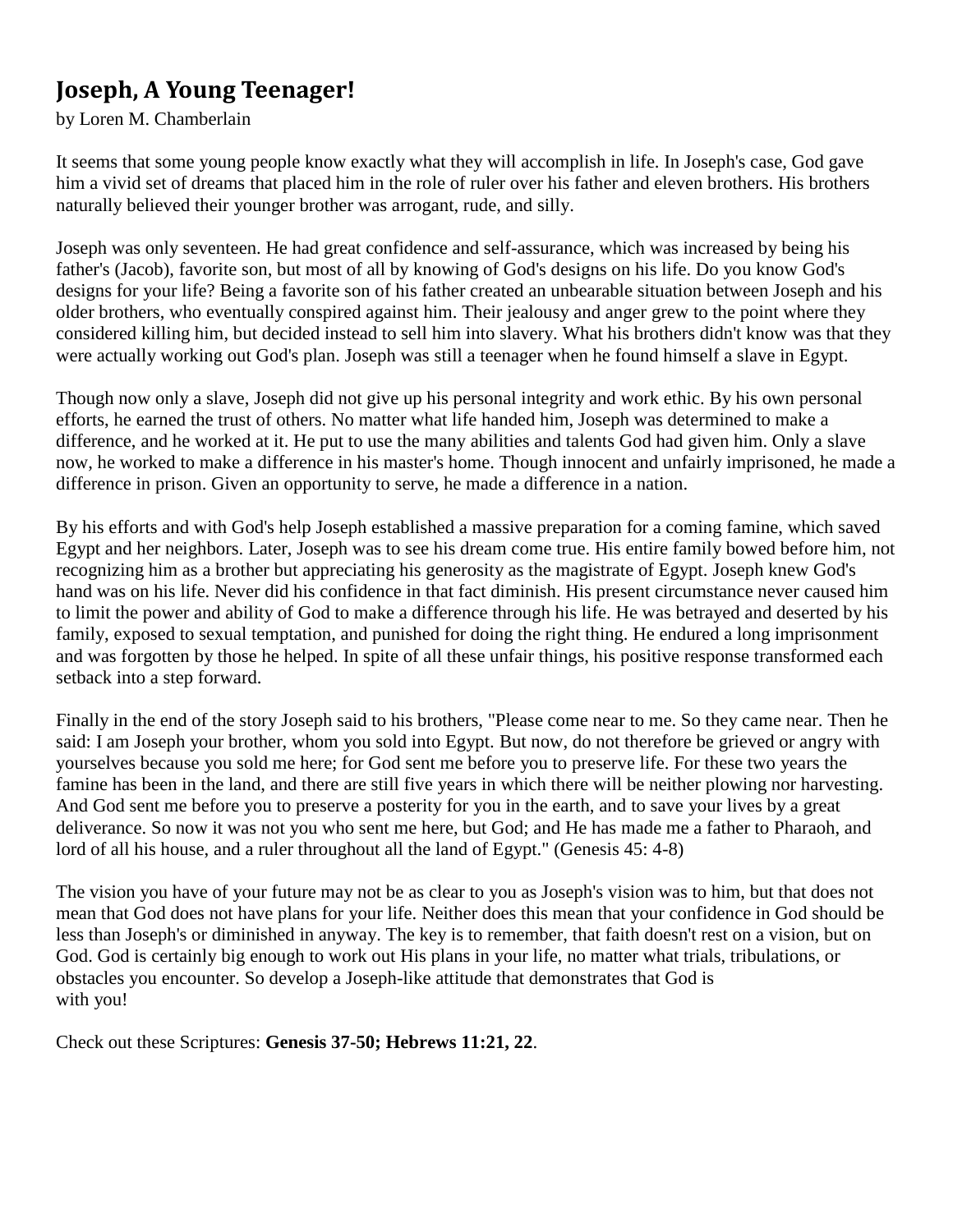# Joseph, A Young Teenager!

by Loren M. Chamberlain

It seems that some young people know exactly what they will accomplish in life. In Joseph's case, God gave him a vivid set of dreams that placed him in the role of ruler over his father and eleven brothers. His brothers naturally believed their younger brother was arrogant, rude, and silly.

Joseph was only seventeen. He had great confidence and self-assurance, which was increased by being his father's (Jacob), favorite son, but most of all by knowing of God's designs on his life. Do you know God's designs for your life? Being a favorite son of his father created an unbearable situation between Joseph and his older brothers, who eventually conspired against him. Their jealousy and anger grew to the point where they considered killing him, but decided instead to sell him into slavery. What his brothers didn't know was that they were actually working out God's plan. Joseph was still a teenager when he found himself a slave in Egypt.

Though now only a slave, Joseph did not give up his personal integrity and work ethic. By his own personal efforts, he earned the trust of others. No matter what life handed him, Joseph was determined to make a difference, and he worked at it. He put to use the many abilities and talents God had given him. Only a slave now, he worked to make a difference in his master's home. Though innocent and unfairly imprisoned, he made a difference in prison. Given an opportunity to serve, he made a difference in a nation.

By his efforts and with God's help Joseph established a massive preparation for a coming famine, which saved Egypt and her neighbors. Later, Joseph was to see his dream come true. His entire family bowed before him, not recognizing him as a brother but appreciating his generosity as the magistrate of Egypt. Joseph knew God's hand was on his life. Never did his confidence in that fact diminish. His present circumstance never caused him to limit the power and ability of God to make a difference through his life. He was betrayed and deserted by his family, exposed to sexual temptation, and punished for doing the right thing. He endured a long imprisonment and was forgotten by those he helped. In spite of all these unfair things, his positive response transformed each setback into a step forward.

Finally in the end of the story Joseph said to his brothers, "Please come near to me. So they came near. Then he said: I am Joseph your brother, whom you sold into Egypt. But now, do not therefore be grieved or angry with yourselves because you sold me here; for God sent me before you to preserve life. For these two years the famine has been in the land, and there are still five years in which there will be neither plowing nor harvesting. And God sent me before you to preserve a posterity for you in the earth, and to save your lives by a great deliverance. So now it was not you who sent me here, but God; and He has made me a father to Pharaoh, and lord of all his house, and a ruler throughout all the land of Egypt." (Genesis 45: 4-8)

The vision you have of your future may not be as clear to you as Joseph's vision was to him, but that does not mean that God does not have plans for your life. Neither does this mean that your confidence in God should be less than Joseph's or diminished in anyway. The key is to remember, that faith doesn't rest on a vision, but on God. God is certainly big enough to work out His plans in your life, no matter what trials, tribulations, or obstacles you encounter. So develop a Joseph-like attitude that demonstrates that God is with you!

Check out these Scriptures: **Genesis 37-50; Hebrews 11:21, 22**.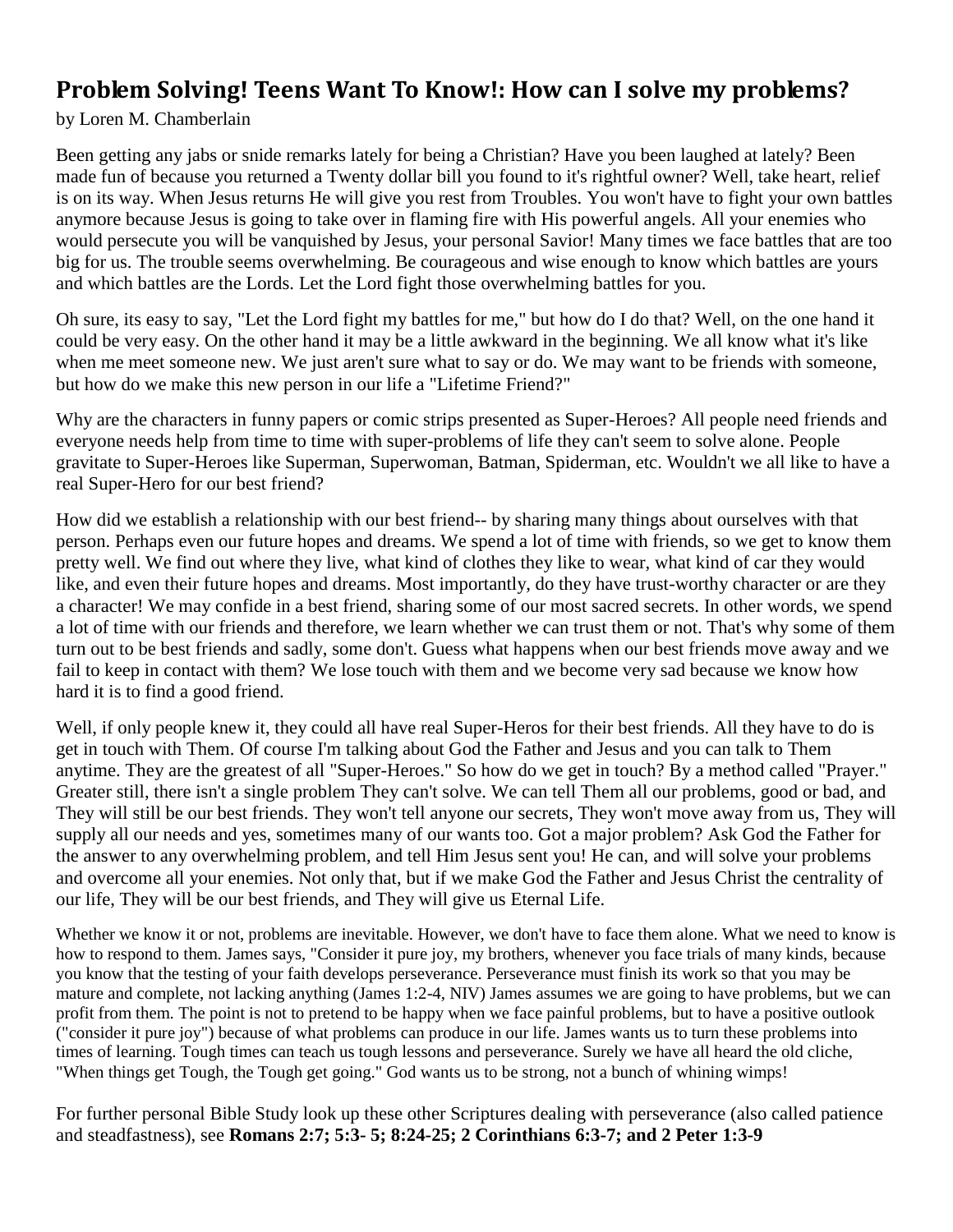## Problem Solving! Teens Want To Know!: How can I solve my problems?

by Loren M. Chamberlain

Been getting any jabs or snide remarks lately for being a Christian? Have you been laughed at lately? Been made fun of because you returned a Twenty dollar bill you found to it's rightful owner? Well, take heart, relief is on its way. When Jesus returns He will give you rest from Troubles. You won't have to fight your own battles anymore because Jesus is going to take over in flaming fire with His powerful angels. All your enemies who would persecute you will be vanquished by Jesus, your personal Savior! Many times we face battles that are too big for us. The trouble seems overwhelming. Be courageous and wise enough to know which battles are yours and which battles are the Lords. Let the Lord fight those overwhelming battles for you.

Oh sure, its easy to say, "Let the Lord fight my battles for me," but how do I do that? Well, on the one hand it could be very easy. On the other hand it may be a little awkward in the beginning. We all know what it's like when me meet someone new. We just aren't sure what to say or do. We may want to be friends with someone, but how do we make this new person in our life a "Lifetime Friend?"

Why are the characters in funny papers or comic strips presented as Super-Heroes? All people need friends and everyone needs help from time to time with super-problems of life they can't seem to solve alone. People gravitate to Super-Heroes like Superman, Superwoman, Batman, Spiderman, etc. Wouldn't we all like to have a real Super-Hero for our best friend?

How did we establish a relationship with our best friend-- by sharing many things about ourselves with that person. Perhaps even our future hopes and dreams. We spend a lot of time with friends, so we get to know them pretty well. We find out where they live, what kind of clothes they like to wear, what kind of car they would like, and even their future hopes and dreams. Most importantly, do they have trust-worthy character or are they a character! We may confide in a best friend, sharing some of our most sacred secrets. In other words, we spend a lot of time with our friends and therefore, we learn whether we can trust them or not. That's why some of them turn out to be best friends and sadly, some don't. Guess what happens when our best friends move away and we fail to keep in contact with them? We lose touch with them and we become very sad because we know how hard it is to find a good friend.

Well, if only people knew it, they could all have real Super-Heros for their best friends. All they have to do is get in touch with Them. Of course I'm talking about God the Father and Jesus and you can talk to Them anytime. They are the greatest of all "Super-Heroes." So how do we get in touch? By a method called "Prayer." Greater still, there isn't a single problem They can't solve. We can tell Them all our problems, good or bad, and They will still be our best friends. They won't tell anyone our secrets, They won't move away from us, They will supply all our needs and yes, sometimes many of our wants too. Got a major problem? Ask God the Father for the answer to any overwhelming problem, and tell Him Jesus sent you! He can, and will solve your problems and overcome all your enemies. Not only that, but if we make God the Father and Jesus Christ the centrality of our life, They will be our best friends, and They will give us Eternal Life.

Whether we know it or not, problems are inevitable. However, we don't have to face them alone. What we need to know is how to respond to them. James says, "Consider it pure joy, my brothers, whenever you face trials of many kinds, because you know that the testing of your faith develops perseverance. Perseverance must finish its work so that you may be mature and complete, not lacking anything (James 1:2-4, NIV) James assumes we are going to have problems, but we can profit from them. The point is not to pretend to be happy when we face painful problems, but to have a positive outlook ("consider it pure joy") because of what problems can produce in our life. James wants us to turn these problems into times of learning. Tough times can teach us tough lessons and perseverance. Surely we have all heard the old cliche, "When things get Tough, the Tough get going." God wants us to be strong, not a bunch of whining wimps!

For further personal Bible Study look up these other Scriptures dealing with perseverance (also called patience and steadfastness), see **Romans 2:7; 5:3- 5; 8:24-25; 2 Corinthians 6:3-7; and 2 Peter 1:3-9**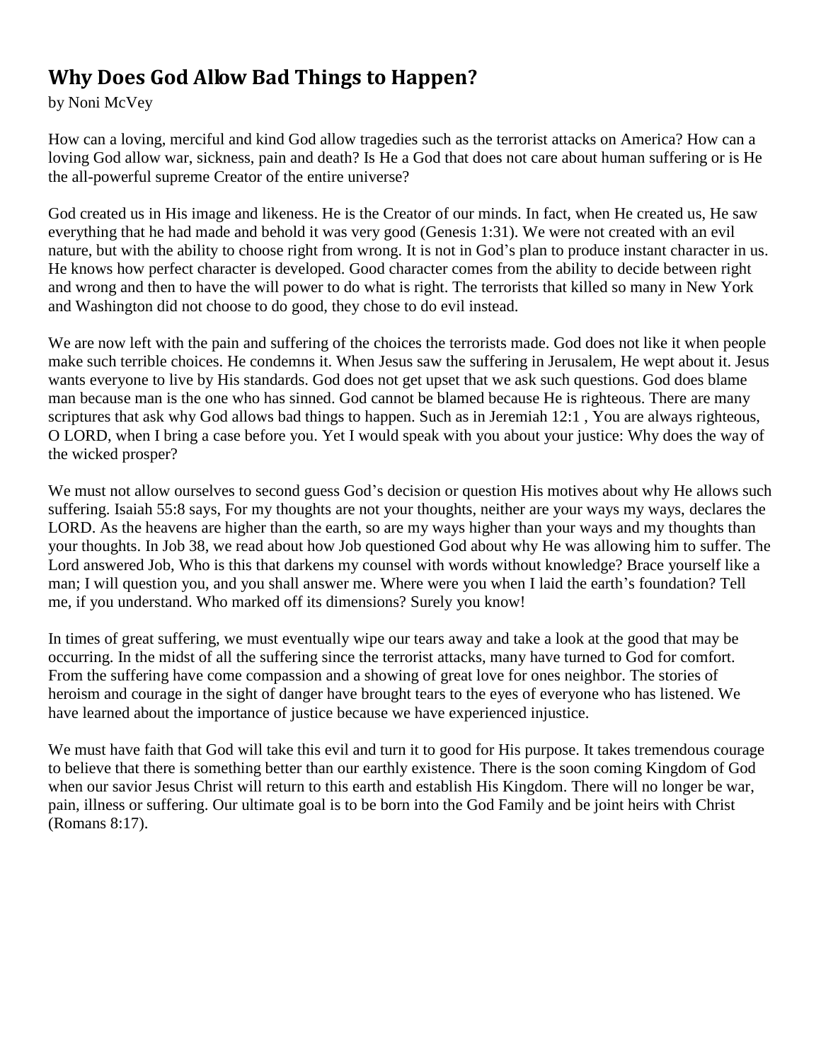## Why Does God Allow Bad Things to Happen?

by Noni McVey

How can a loving, merciful and kind God allow tragedies such as the terrorist attacks on America? How can a loving God allow war, sickness, pain and death? Is He a God that does not care about human suffering or is He the all-powerful supreme Creator of the entire universe?

God created us in His image and likeness. He is the Creator of our minds. In fact, when He created us, He saw everything that he had made and behold it was very good (Genesis 1:31). We were not created with an evil nature, but with the ability to choose right from wrong. It is not in God's plan to produce instant character in us. He knows how perfect character is developed. Good character comes from the ability to decide between right and wrong and then to have the will power to do what is right. The terrorists that killed so many in New York and Washington did not choose to do good, they chose to do evil instead.

We are now left with the pain and suffering of the choices the terrorists made. God does not like it when people make such terrible choices. He condemns it. When Jesus saw the suffering in Jerusalem, He wept about it. Jesus wants everyone to live by His standards. God does not get upset that we ask such questions. God does blame man because man is the one who has sinned. God cannot be blamed because He is righteous. There are many scriptures that ask why God allows bad things to happen. Such as in Jeremiah 12:1 , You are always righteous, O LORD, when I bring a case before you. Yet I would speak with you about your justice: Why does the way of the wicked prosper?

We must not allow ourselves to second guess God's decision or question His motives about why He allows such suffering. Isaiah 55:8 says, For my thoughts are not your thoughts, neither are your ways my ways, declares the LORD. As the heavens are higher than the earth, so are my ways higher than your ways and my thoughts than your thoughts. In Job 38, we read about how Job questioned God about why He was allowing him to suffer. The Lord answered Job, Who is this that darkens my counsel with words without knowledge? Brace yourself like a man; I will question you, and you shall answer me. Where were you when I laid the earth's foundation? Tell me, if you understand. Who marked off its dimensions? Surely you know!

In times of great suffering, we must eventually wipe our tears away and take a look at the good that may be occurring. In the midst of all the suffering since the terrorist attacks, many have turned to God for comfort. From the suffering have come compassion and a showing of great love for ones neighbor. The stories of heroism and courage in the sight of danger have brought tears to the eyes of everyone who has listened. We have learned about the importance of justice because we have experienced injustice.

We must have faith that God will take this evil and turn it to good for His purpose. It takes tremendous courage to believe that there is something better than our earthly existence. There is the soon coming Kingdom of God when our savior Jesus Christ will return to this earth and establish His Kingdom. There will no longer be war, pain, illness or suffering. Our ultimate goal is to be born into the God Family and be joint heirs with Christ (Romans 8:17).